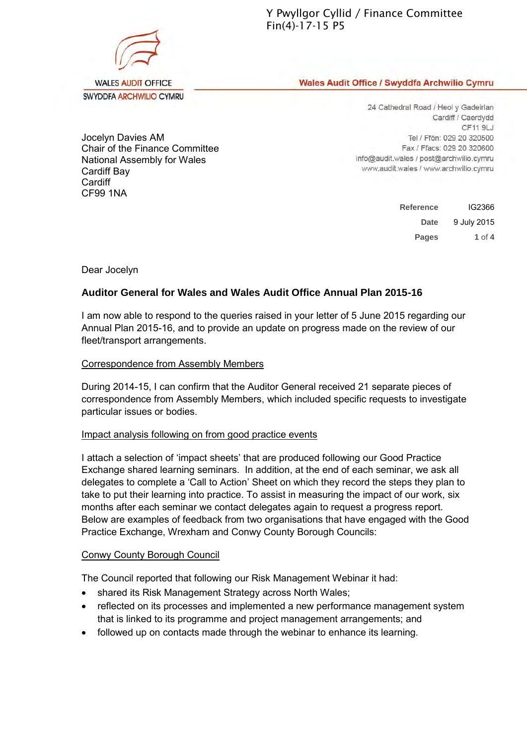Y Pwyllgor Cyllid / Finance Committee
Fin(4)-17-15 P5

WALES AUDIT OFFICE
SWYDDFA ARCHWILIO CYMRU

**Wales Audit Office / Swyddfa Archwilio Cymru**

24 Cathedral Road / Heol y Gadeirlan
Cardiff / Caerdydd
CF11 9LJ
Tel / Ffôn: 029 20 320500
Fax / Ffacs: 029 20 320600
info@audit.wales / post@archwilio.cymru
www.audit.wales / www.archwilio.cymru

Jocelyn Davies AM
Chair of the Finance Committee
National Assembly for Wales
Cardiff Bay
Cardiff
CF99 1NA

**Reference** IG2366
**Date** 9 July 2015
**Pages** 1 of 4

Dear Jocelyn

**Auditor General for Wales and Wales Audit Office Annual Plan 2015-16**

I am now able to respond to the queries raised in your letter of 5 June 2015 regarding our Annual Plan 2015-16, and to provide an update on progress made on the review of our fleet/transport arrangements.

Correspondence from Assembly Members

During 2014-15, I can confirm that the Auditor General received 21 separate pieces of correspondence from Assembly Members, which included specific requests to investigate particular issues or bodies.

Impact analysis following on from good practice events

I attach a selection of 'impact sheets' that are produced following our Good Practice Exchange shared learning seminars. In addition, at the end of each seminar, we ask all delegates to complete a 'Call to Action' Sheet on which they record the steps they plan to take to put their learning into practice. To assist in measuring the impact of our work, six months after each seminar we contact delegates again to request a progress report. Below are examples of feedback from two organisations that have engaged with the Good Practice Exchange, Wrexham and Conwy County Borough Councils:

Conwy County Borough Council

The Council reported that following our Risk Management Webinar it had:

- shared its Risk Management Strategy across North Wales;
- reflected on its processes and implemented a new performance management system that is linked to its programme and project management arrangements; and
- followed up on contacts made through the webinar to enhance its learning.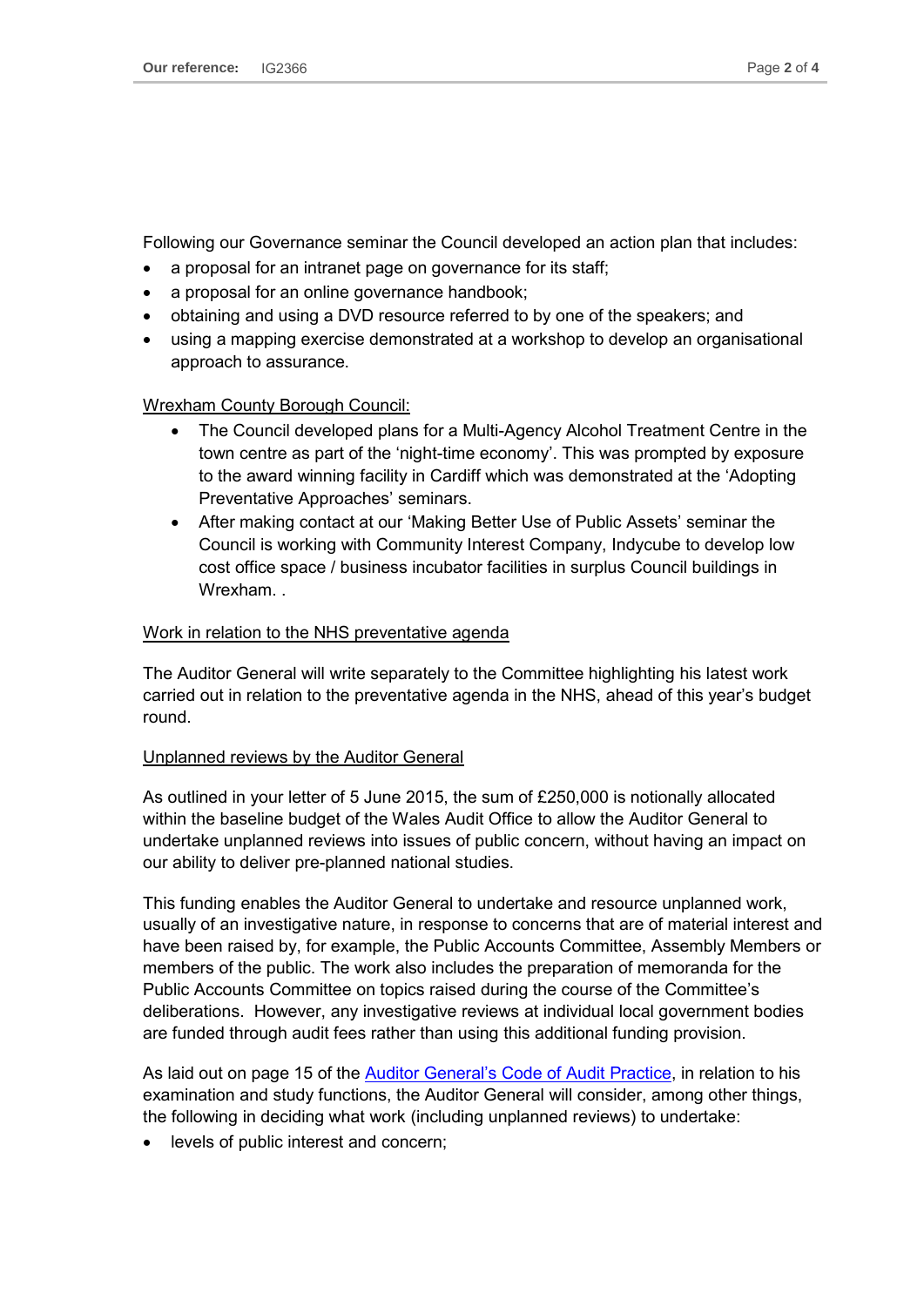Following our Governance seminar the Council developed an action plan that includes:

- a proposal for an intranet page on governance for its staff;
- a proposal for an online governance handbook;
- obtaining and using a DVD resource referred to by one of the speakers; and
- using a mapping exercise demonstrated at a workshop to develop an organisational approach to assurance.

Wrexham County Borough Council:

- The Council developed plans for a Multi-Agency Alcohol Treatment Centre in the town centre as part of the 'night-time economy'. This was prompted by exposure to the award winning facility in Cardiff which was demonstrated at the 'Adopting Preventative Approaches' seminars.
- After making contact at our 'Making Better Use of Public Assets' seminar the Council is working with Community Interest Company, Indycube to develop low cost office space / business incubator facilities in surplus Council buildings in Wrexham. .

Work in relation to the NHS preventative agenda

The Auditor General will write separately to the Committee highlighting his latest work carried out in relation to the preventative agenda in the NHS, ahead of this year's budget round.

Unplanned reviews by the Auditor General

As outlined in your letter of 5 June 2015, the sum of £250,000 is notionally allocated within the baseline budget of the Wales Audit Office to allow the Auditor General to undertake unplanned reviews into issues of public concern, without having an impact on our ability to deliver pre-planned national studies.

This funding enables the Auditor General to undertake and resource unplanned work, usually of an investigative nature, in response to concerns that are of material interest and have been raised by, for example, the Public Accounts Committee, Assembly Members or members of the public. The work also includes the preparation of memoranda for the Public Accounts Committee on topics raised during the course of the Committee's deliberations. However, any investigative reviews at individual local government bodies are funded through audit fees rather than using this additional funding provision.

As laid out on page 15 of the Auditor General's Code of Audit Practice, in relation to his examination and study functions, the Auditor General will consider, among other things, the following in deciding what work (including unplanned reviews) to undertake:

- levels of public interest and concern;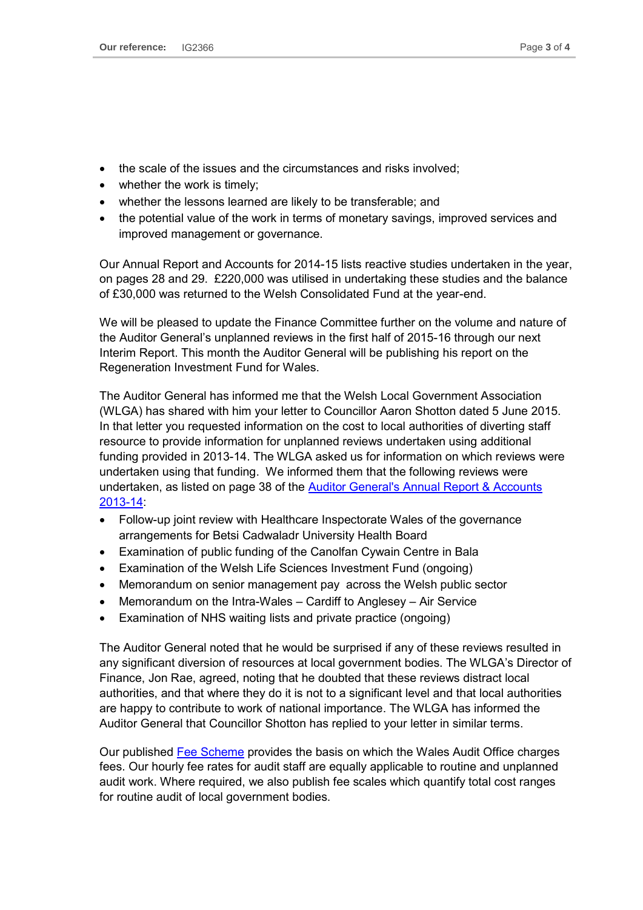- the scale of the issues and the circumstances and risks involved;
- whether the work is timely;
- whether the lessons learned are likely to be transferable; and
- the potential value of the work in terms of monetary savings, improved services and improved management or governance.

Our Annual Report and Accounts for 2014-15 lists reactive studies undertaken in the year, on pages 28 and 29. £220,000 was utilised in undertaking these studies and the balance of £30,000 was returned to the Welsh Consolidated Fund at the year-end.

We will be pleased to update the Finance Committee further on the volume and nature of the Auditor General's unplanned reviews in the first half of 2015-16 through our next Interim Report. This month the Auditor General will be publishing his report on the Regeneration Investment Fund for Wales.

The Auditor General has informed me that the Welsh Local Government Association (WLGA) has shared with him your letter to Councillor Aaron Shotton dated 5 June 2015. In that letter you requested information on the cost to local authorities of diverting staff resource to provide information for unplanned reviews undertaken using additional funding provided in 2013-14. The WLGA asked us for information on which reviews were undertaken using that funding. We informed them that the following reviews were undertaken, as listed on page 38 of the Auditor General's Annual Report & Accounts 2013-14:

- Follow-up joint review with Healthcare Inspectorate Wales of the governance arrangements for Betsi Cadwaladr University Health Board
- Examination of public funding of the Canolfan Cywain Centre in Bala
- Examination of the Welsh Life Sciences Investment Fund (ongoing)
- Memorandum on senior management pay across the Welsh public sector
- Memorandum on the Intra-Wales – Cardiff to Anglesey – Air Service
- Examination of NHS waiting lists and private practice (ongoing)

The Auditor General noted that he would be surprised if any of these reviews resulted in any significant diversion of resources at local government bodies. The WLGA's Director of Finance, Jon Rae, agreed, noting that he doubted that these reviews distract local authorities, and that where they do it is not to a significant level and that local authorities are happy to contribute to work of national importance. The WLGA has informed the Auditor General that Councillor Shotton has replied to your letter in similar terms.

Our published Fee Scheme provides the basis on which the Wales Audit Office charges fees. Our hourly fee rates for audit staff are equally applicable to routine and unplanned audit work. Where required, we also publish fee scales which quantify total cost ranges for routine audit of local government bodies.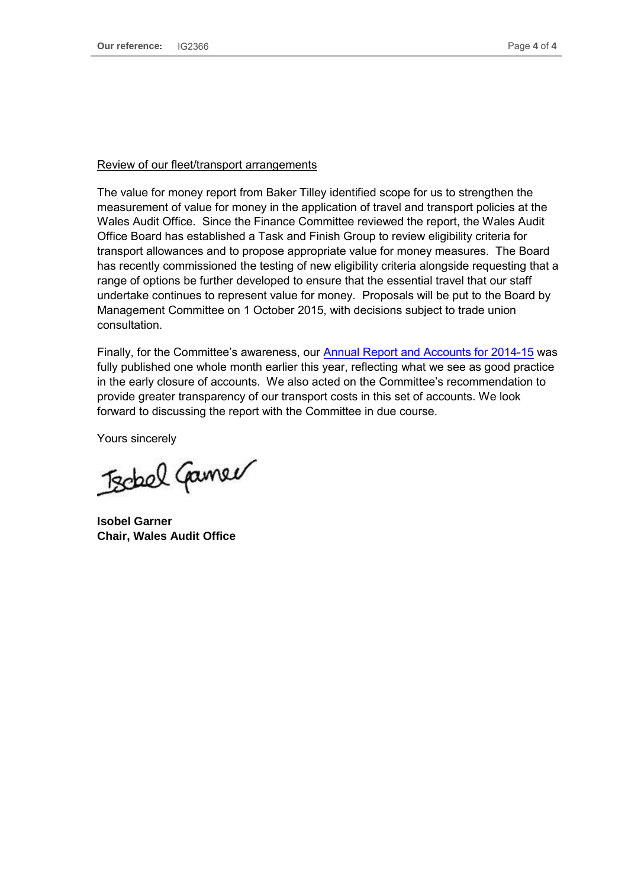Review of our fleet/transport arrangements

The value for money report from Baker Tilley identified scope for us to strengthen the measurement of value for money in the application of travel and transport policies at the Wales Audit Office. Since the Finance Committee reviewed the report, the Wales Audit Office Board has established a Task and Finish Group to review eligibility criteria for transport allowances and to propose appropriate value for money measures. The Board has recently commissioned the testing of new eligibility criteria alongside requesting that a range of options be further developed to ensure that the essential travel that our staff undertake continues to represent value for money. Proposals will be put to the Board by Management Committee on 1 October 2015, with decisions subject to trade union consultation.

Finally, for the Committee's awareness, our Annual Report and Accounts for 2014-15 was fully published one whole month earlier this year, reflecting what we see as good practice in the early closure of accounts. We also acted on the Committee's recommendation to provide greater transparency of our transport costs in this set of accounts. We look forward to discussing the report with the Committee in due course.

Yours sincerely

Isobel Garner

**Isobel Garner**
**Chair, Wales Audit Office**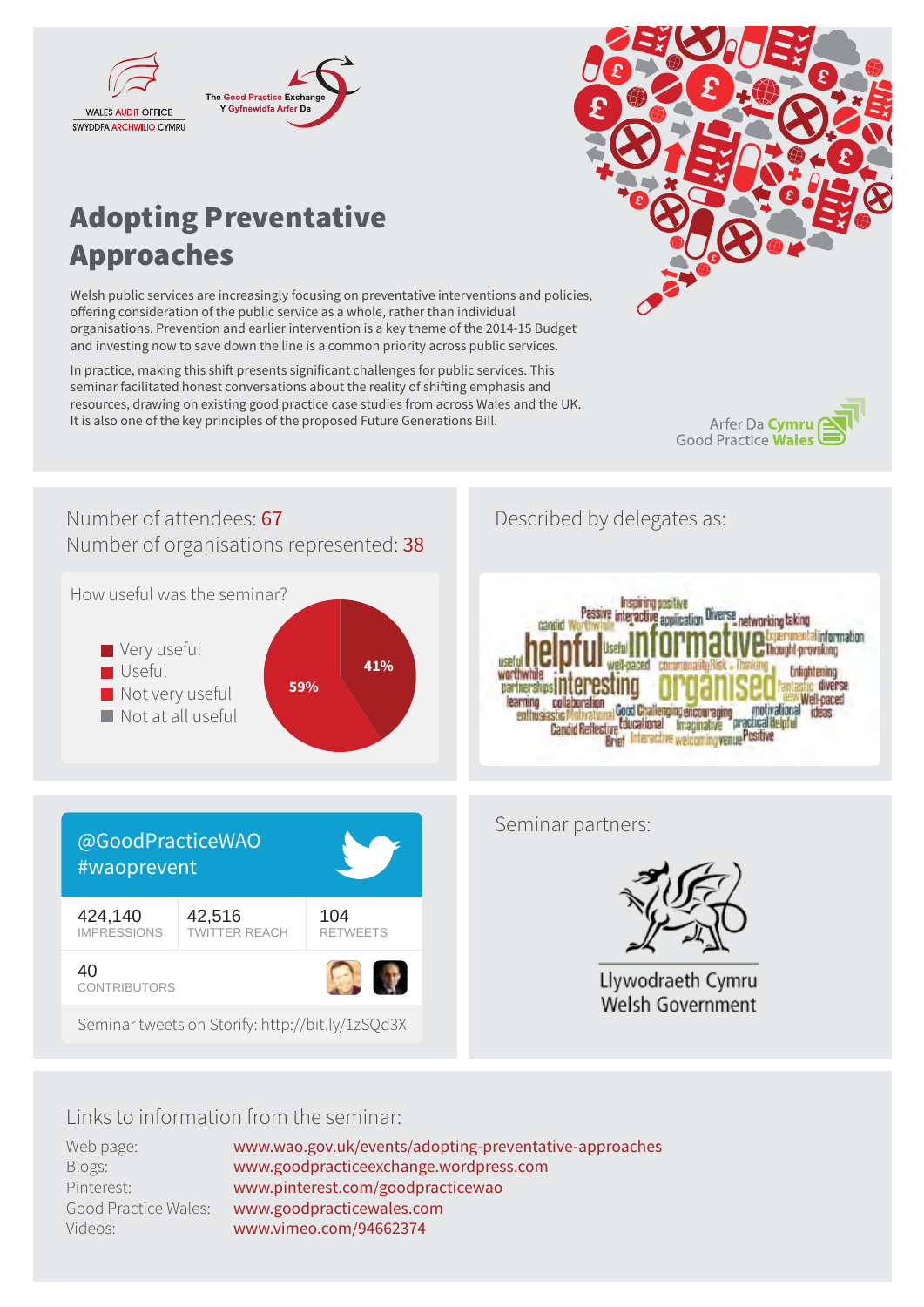WALES AUDIT OFFICE
SWYDDFA ARCHWILIO CYMRU

The Good Practice Exchange
Y Gyfnewidfa Arfer Da

# Adopting Preventative Approaches

Welsh public services are increasingly focusing on preventative interventions and policies, offering consideration of the public service as a whole, rather than individual organisations. Prevention and earlier intervention is a key theme of the 2014-15 Budget and investing now to save down the line is a common priority across public services.

In practice, making this shift presents significant challenges for public services. This seminar facilitated honest conversations about the reality of shifting emphasis and resources, drawing on existing good practice case studies from across Wales and the UK. It is also one of the key principles of the proposed Future Generations Bill.

Arfer Da Cymru
Good Practice Wales

Number of attendees: 67
Number of organisations represented: 38

How useful was the seminar?

- Very useful
- Useful
- Not very useful
- Not at all useful

59%
41%

Described by delegates as:

Inspiring positive Passive interactive application Diverse networking taking candid Worthwhile useful helpful Useful informative Experimental information Thought-provoking worthwhile well-paced commonality Risk - Thinking Enlightening partnerships interesting organised Fantastic diverse new Well-paced learning collaboration enthusiastic Motivational Good Challenging encouraging motivational ideas Candid Reflective Educational Imaginative practical Helpful Brief Interactive welcoming venue Positive

@GoodPracticeWAO
#waoprevent

| 424,140 IMPRESSIONS | 42,516 TWITTER REACH | 104 RETWEETS |
|---|---|---|

40
CONTRIBUTORS

Seminar tweets on Storify: http://bit.ly/1zSQd3X

Seminar partners:

Llywodraeth Cymru
Welsh Government

Links to information from the seminar:

| | |
|---|---|
| Web page: | www.wao.gov.uk/events/adopting-preventative-approaches |
| Blogs: | www.goodpracticeexchange.wordpress.com |
| Pinterest: | www.pinterest.com/goodpracticewao |
| Good Practice Wales: | www.goodpracticewales.com |
| Videos: | www.vimeo.com/94662374 |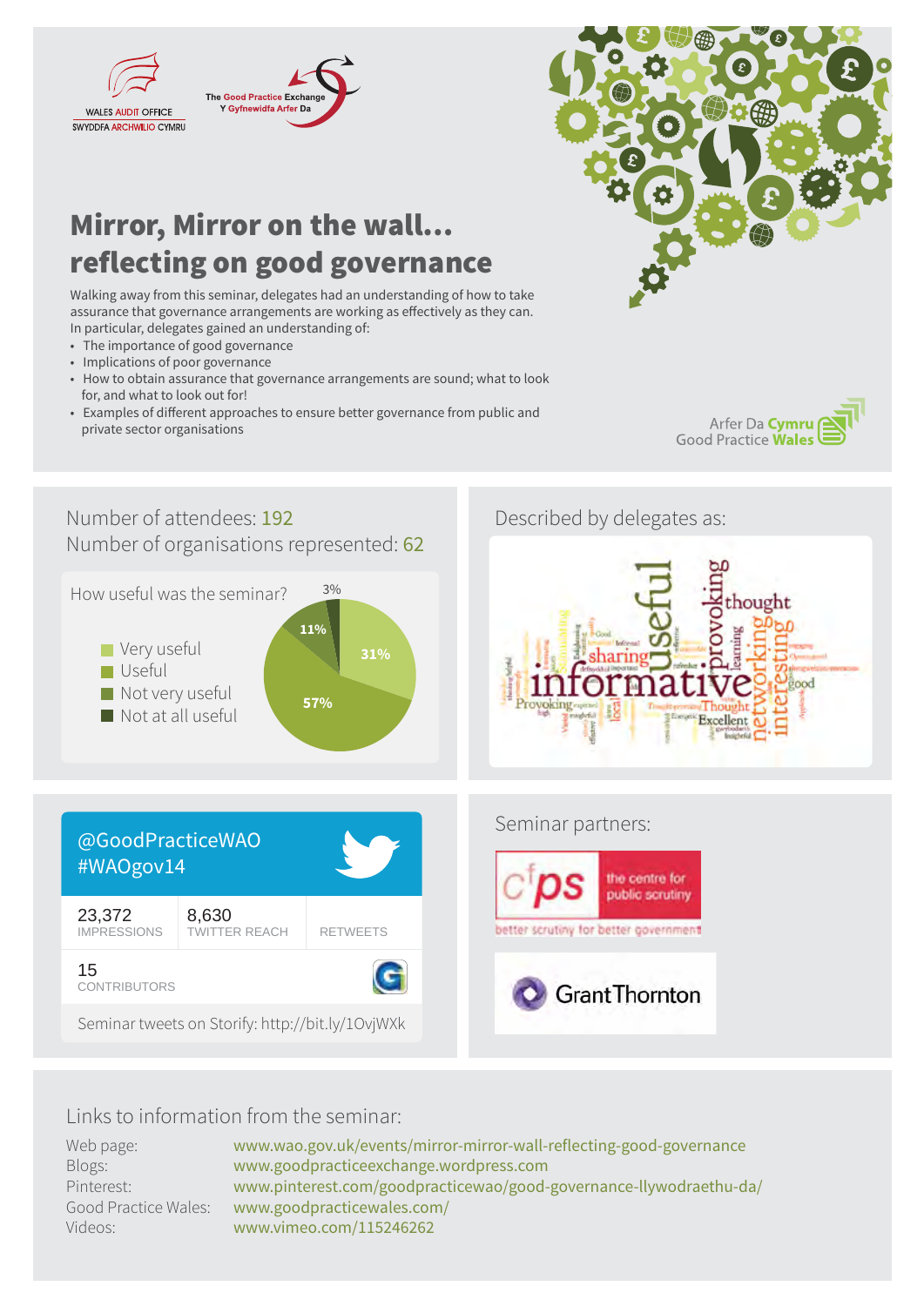WALES AUDIT OFFICE
SWYDDFA ARCHWILIO CYMRU

The Good Practice Exchange
Y Gyfnewidfa Arfer Da

# Mirror, Mirror on the wall… reflecting on good governance

Walking away from this seminar, delegates had an understanding of how to take assurance that governance arrangements are working as effectively as they can. In particular, delegates gained an understanding of:

- The importance of good governance
- Implications of poor governance
- How to obtain assurance that governance arrangements are sound; what to look for, and what to look out for!
- Examples of different approaches to ensure better governance from public and private sector organisations

Arfer Da Cymru
Good Practice Wales

Number of attendees: 192
Number of organisations represented: 62

How useful was the seminar?

| Response | Percentage |
|---|---|
| Very useful | 31% |
| Useful | 57% |
| Not very useful | 11% |
| Not at all useful | 3% |

Described by delegates as:

informative, useful, provoking, thought, networking, interesting, sharing, Provoking, Thought, Excellent, good, learning, local

@GoodPracticeWAO
#WAOgov14

| 23,372 IMPRESSIONS | 8,630 TWITTER REACH | RETWEETS |
|---|---|---|
| 15 CONTRIBUTORS | | |

Seminar tweets on Storify: http://bit.ly/1OvjWXk

Seminar partners:

cfps the centre for public scrutiny – better scrutiny for better government

Grant Thornton

## Links to information from the seminar:

Web page: www.wao.gov.uk/events/mirror-mirror-wall-reflecting-good-governance
Blogs: www.goodpracticeexchange.wordpress.com
Pinterest: www.pinterest.com/goodpracticewao/good-governance-llywodraethu-da/
Good Practice Wales: www.goodpracticewales.com/
Videos: www.vimeo.com/115246262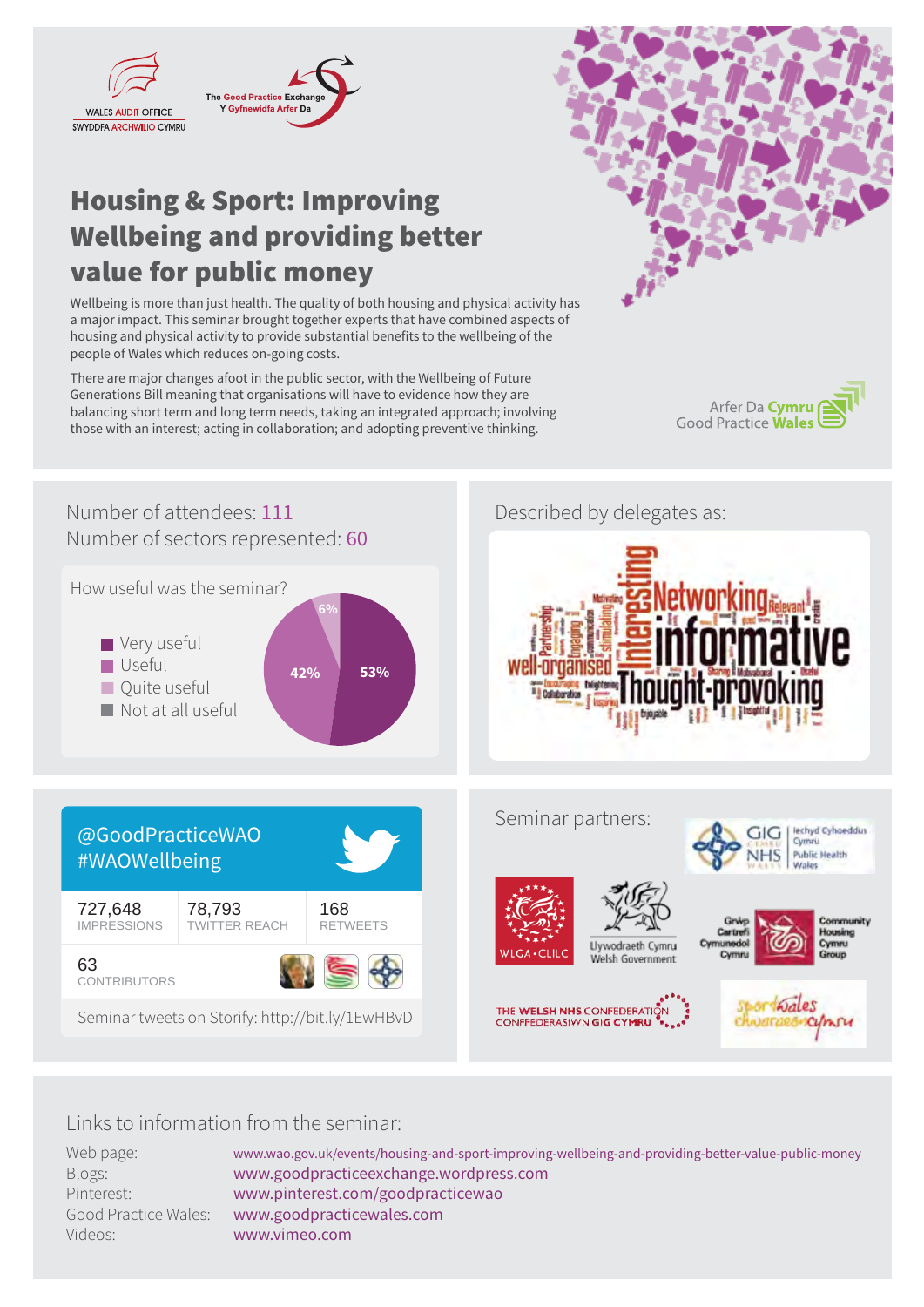WALES AUDIT OFFICE
SWYDDFA ARCHWILIO CYMRU

The Good Practice Exchange
Y Gyfnewidfa Arfer Da

# Housing & Sport: Improving Wellbeing and providing better value for public money

Wellbeing is more than just health. The quality of both housing and physical activity has a major impact. This seminar brought together experts that have combined aspects of housing and physical activity to provide substantial benefits to the wellbeing of the people of Wales which reduces on-going costs.

There are major changes afoot in the public sector, with the Wellbeing of Future Generations Bill meaning that organisations will have to evidence how they are balancing short term and long term needs, taking an integrated approach; involving those with an interest; acting in collaboration; and adopting preventive thinking.

Arfer Da Cymru
Good Practice Wales

Number of attendees: 111

Number of sectors represented: 60

How useful was the seminar?

- Very useful
- Useful
- Quite useful
- Not at all useful

53%
42%
6%

Described by delegates as:

Networking
Relevant
Interesting
informative
Thought-provoking
well-organised
Partnership
Engaging
stimulating
Motivating
Sharing
Motivational
Useful
Encouraging
Enlightening
Collaboration
Inspiring
Enjoyable
Insightful
creative

@GoodPracticeWAO
#WAOWellbeing

727,648
IMPRESSIONS

78,793
TWITTER REACH

168
RETWEETS

63
CONTRIBUTORS

Seminar tweets on Storify: http://bit.ly/1EwHBvD

Seminar partners:

GIG Cymru NHS Wales – Iechyd Cyhoeddus Cymru Public Health Wales

WLGA • CLILC

Llywodraeth Cymru Welsh Government

Grŵp Cartrefi Cymunedol Cymru – Community Housing Cymru Group

THE WELSH NHS CONFEDERATION
CONFFEDERASIWN GIG CYMRU

Sport Wales Chwaraeon Cymru

## Links to information from the seminar:

Web page: www.wao.gov.uk/events/housing-and-sport-improving-wellbeing-and-providing-better-value-public-money

Blogs: www.goodpracticeexchange.wordpress.com

Pinterest: www.pinterest.com/goodpracticewao

Good Practice Wales: www.goodpracticewales.com

Videos: www.vimeo.com